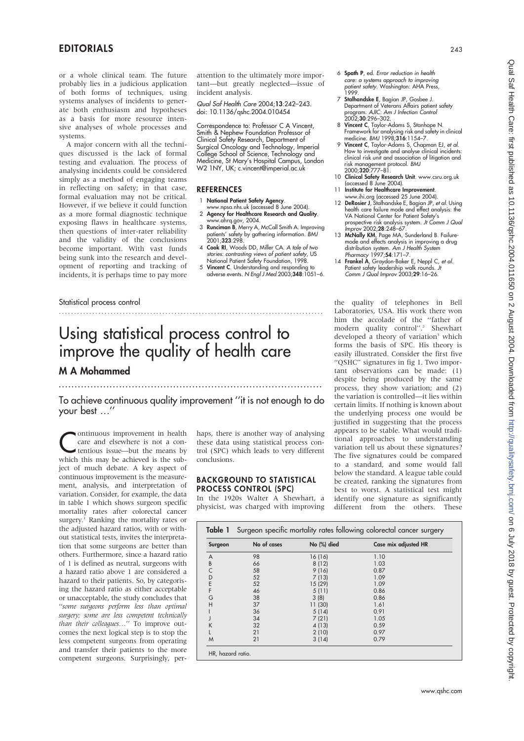or a whole clinical team. The future probably lies in a judicious application of both forms of techniques, using systems analyses of incidents to generate both enthusiasm and hypotheses as a basis for more resource intensive analyses of whole processes and systems.

A major concern with all the techniques discussed is the lack of formal testing and evaluation. The process of analysing incidents could be considered simply as a method of engaging teams in reflecting on safety; in that case, formal evaluation may not be critical. However, if we believe it could function as a more formal diagnostic technique exposing flaws in healthcare systems, then questions of inter-rater reliability and the validity of the conclusions become important. With vast funds being sunk into the research and development of reporting and tracking of incidents, it is perhaps time to pay more attention to the ultimately more important—but greatly neglected—issue of incident analysis.

*Qual Saf Health Care* 2004;**13**:242–243. doi: 10.1136/qshc.2004.010454

Correspondence to: Professor C A Vincent, Smith & Nephew Foundation Professor of Clinical Safety Research, Department of Surgical Oncology and Technology, Imperial College School of Science, Technology and Medicine, St Mary's Hospital Campus, London W2 1NY, UK; c.vincent@imperial.ac.uk

## REFERENCES

1. **National Patient Safety Agency**. www.npsa.nhs.uk (accessed 8 June 2004).
2. **Agency for Healthcare Research and Quality**. www.ahrq.gov, 2004.
3. **Runciman B**, Merry A, McCall Smith A. Improving patients' safety by gathering information. *BMJ* 2001;**323**:298.
4. **Cook RI**, Woods DD, Miller CA. *A tale of two stories: contrasting views of patient safety*, US National Patient Safety Foundation, 1998.
5. **Vincent C**. Understanding and responding to adverse events. *N Engl J Med* 2003;**348**:1051–6.
6. **Spath P**, ed. *Error reduction in health care: a systems approach to improving patient safety*. Washington: AHA Press, 1999.
7. **Stalhandske E**, Bagian JP, Gosbee J. Department of Veterans Affairs patient safety program. *AJIC: Am J Infection Control* 2002;**30**:296–302.
8. **Vincent C**, Taylor-Adams S, Stanhope N. Framework for analysing risk and safety in clinical medicine. *BMJ* 1998;**316**:1154–7.
9. **Vincent C**, Taylor-Adams S, Chapman EJ, *et al*. How to investigate and analyse clinical incidents: clinical risk unit and association of litigation and risk management protocol. *BMJ* 2000;**320**:777–81.
10. **Clinical Safety Research Unit**. www.csru.org.uk (accessed 8 June 2004).
11. **Institute for Healthcare Improvement**. www.ihi.org (accessed 25 June 2004).
12. **DeRosier J**, Stalhandske E, Bagian JP, *et al*. Using health care failure mode and effect analysis: the VA National Center for Patient Safety's prospective risk analysis system. *Jt Comm J Qual Improv* 2002;**28**:248–67.
13. **McNally KM**, Page MA, Sunderland B. Failure-mode and effects analysis in improving a drug distribution system. *Am J Health System Pharmacy* 1997;**54**:171–7.
14. **Frankel A**, Graydon-Baker E, Neppl C, *et al*. Patient safety leadership walk rounds. *Jt Comm J Qual Improv* 2003;**29**:16–26.

Statistical process control

# Using statistical process control to improve the quality of health care

## M A Mohammed

To achieve continuous quality improvement "it is not enough to do your best …"

Continuous improvement in health care and elsewhere is not a contentious issue—but the means by which this may be achieved is the subject of much debate. A key aspect of continuous improvement is the measurement, analysis, and interpretation of variation. Consider, for example, the data in table 1 which shows surgeon specific mortality rates after colorectal cancer surgery.[1] Ranking the mortality rates or the adjusted hazard ratios, with or without statistical tests, invites the interpretation that some surgeons are better than others. Furthermore, since a hazard ratio of 1 is defined as neutral, surgeons with a hazard ratio above 1 are considered a hazard to their patients. So, by categorising the hazard ratio as either acceptable or unacceptable, the study concludes that "*some surgeons perform less than optimal surgery; some are less competent technically than their colleagues…*" To improve outcomes the next logical step is to stop the less competent surgeons from operating and transfer their patients to the more competent surgeons. Surprisingly, perhaps, there is another way of analysing these data using statistical process control (SPC) which leads to very different conclusions.

### BACKGROUND TO STATISTICAL PROCESS CONTROL (SPC)

In the 1920s Walter A Shewhart, a physicist, was charged with improving the quality of telephones in Bell Laboratories, USA. His work there won him the accolade of the "father of modern quality control".[2] Shewhart developed a theory of variation[3] which forms the basis of SPC. His theory is easily illustrated. Consider the first five "QSHC" signatures in fig 1. Two important observations can be made: (1) despite being produced by the same process, they show variation; and (2) the variation is controlled—it lies within certain limits. If nothing is known about the underlying process one would be justified in suggesting that the process appears to be stable. What would traditional approaches to understanding variation tell us about these signatures? The five signatures could be compared to a standard, and some would fall below the standard. A league table could be created, ranking the signatures from best to worst. A statistical test might identify one signature as significantly different from the others. These

**Table 1** Surgeon specific mortality rates following colorectal cancer surgery

| Surgeon | No of cases | No (%) died | Case mix adjusted HR |
|---|---|---|---|
| A | 98 | 16 (16) | 1.10 |
| B | 66 | 8 (12) | 1.03 |
| C | 58 | 9 (16) | 0.87 |
| D | 52 | 7 (13) | 1.09 |
| E | 52 | 15 (29) | 1.09 |
| F | 46 | 5 (11) | 0.86 |
| G | 38 | 3 (8) | 0.86 |
| H | 37 | 11 (30) | 1.61 |
| I | 36 | 5 (14) | 0.91 |
| J | 34 | 7 (21) | 1.05 |
| K | 32 | 4 (13) | 0.59 |
| L | 21 | 2 (10) | 0.97 |
| M | 21 | 3 (14) | 0.79 |

HR, hazard ratio.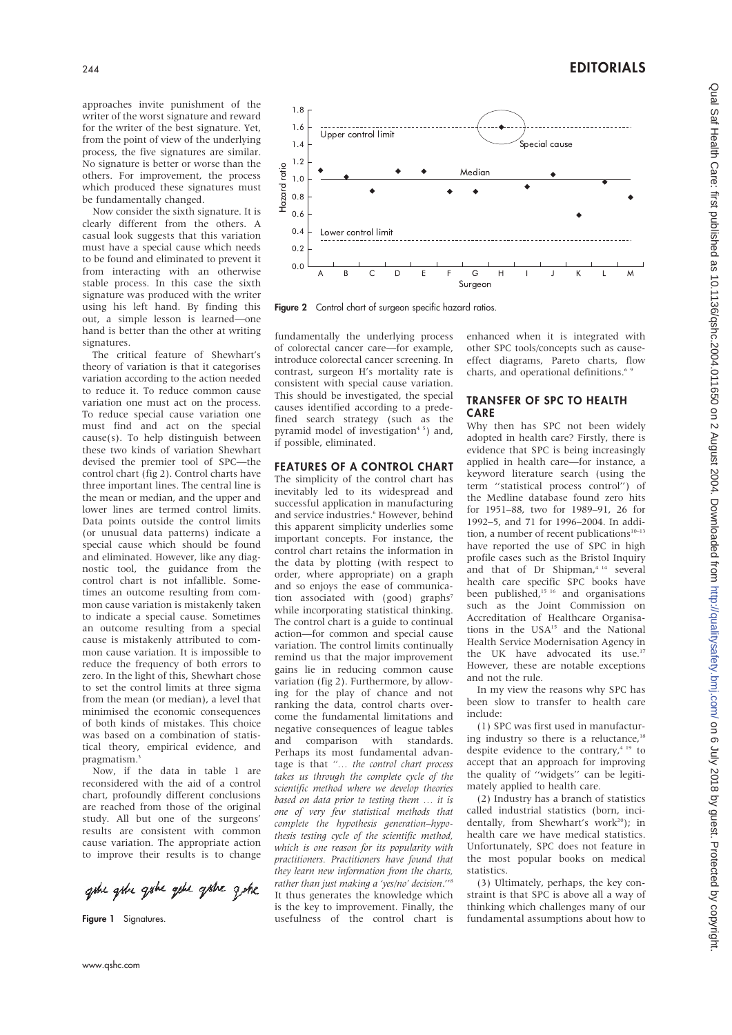approaches invite punishment of the writer of the worst signature and reward for the writer of the best signature. Yet, from the point of view of the underlying process, the five signatures are similar. No signature is better or worse than the others. For improvement, the process which produced these signatures must be fundamentally changed.

Now consider the sixth signature. It is clearly different from the others. A casual look suggests that this variation must have a special cause which needs to be found and eliminated to prevent it from interacting with an otherwise stable process. In this case the sixth signature was produced with the writer using his left hand. By finding this out, a simple lesson is learned—one hand is better than the other at writing signatures.

The critical feature of Shewhart's theory of variation is that it categorises variation according to the action needed to reduce it. To reduce common cause variation one must act on the process. To reduce special cause variation one must find and act on the special cause(s). To help distinguish between these two kinds of variation Shewhart devised the premier tool of SPC—the control chart (fig 2). Control charts have three important lines. The central line is the mean or median, and the upper and lower lines are termed control limits. Data points outside the control limits (or unusual data patterns) indicate a special cause which should be found and eliminated. However, like any diagnostic tool, the guidance from the control chart is not infallible. Sometimes an outcome resulting from common cause variation is mistakenly taken to indicate a special cause. Sometimes an outcome resulting from a special cause is mistakenly attributed to common cause variation. It is impossible to reduce the frequency of both errors to zero. In the light of this, Shewhart chose to set the control limits at three sigma from the mean (or median), a level that minimised the economic consequences of both kinds of mistakes. This choice was based on a combination of statistical theory, empirical evidence, and pragmatism.[3]

Now, if the data in table 1 are reconsidered with the aid of a control chart, profoundly different conclusions are reached from those of the original study. All but one of the surgeons' results are consistent with common cause variation. The appropriate action to improve their results is to change fundamentally the underlying process of colorectal cancer care—for example, introduce colorectal cancer screening. In contrast, surgeon H's mortality rate is consistent with special cause variation. This should be investigated, the special causes identified according to a predefined search strategy (such as the pyramid model of investigation[4 5]) and, if possible, eliminated.

**Figure 1** Signatures.

**Figure 2** Control chart of surgeon specific hazard ratios.

## FEATURES OF A CONTROL CHART

The simplicity of the control chart has inevitably led to its widespread and successful application in manufacturing and service industries.[6] However, behind this apparent simplicity underlies some important concepts. For instance, the control chart retains the information in the data by plotting (with respect to order, where appropriate) on a graph and so enjoys the ease of communication associated with (good) graphs[7] while incorporating statistical thinking. The control chart is a guide to continual action—for common and special cause variation. The control limits continually remind us that the major improvement gains lie in reducing common cause variation (fig 2). Furthermore, by allowing for the play of chance and not ranking the data, control charts overcome the fundamental limitations and negative consequences of league tables and comparison with standards. Perhaps its most fundamental advantage is that *"... the control chart process takes us through the complete cycle of the scientific method where we develop theories based on data prior to testing them ... it is one of very few statistical methods that complete the hypothesis generation–hypothesis testing cycle of the scientific method, which is one reason for its popularity with practitioners. Practitioners have found that they learn new information from the charts, rather than just making a 'yes/no' decision."*[8] It thus generates the knowledge which is the key to improvement. Finally, the usefulness of the control chart is enhanced when it is integrated with other SPC tools/concepts such as cause-effect diagrams, Pareto charts, flow charts, and operational definitions.[6 9]

## TRANSFER OF SPC TO HEALTH CARE

Why then has SPC not been widely adopted in health care? Firstly, there is evidence that SPC is being increasingly applied in health care—for instance, a keyword literature search (using the term "statistical process control") of the Medline database found zero hits for 1951–88, two for 1989–91, 26 for 1992–5, and 71 for 1996–2004. In addition, a number of recent publications[10–13] have reported the use of SPC in high profile cases such as the Bristol Inquiry and that of Dr Shipman,[4 14] several health care specific SPC books have been published,[15 16] and organisations such as the Joint Commission on Accreditation of Healthcare Organisations in the USA[15] and the National Health Service Modernisation Agency in the UK have advocated its use.[17] However, these are notable exceptions and not the rule.

In my view the reasons why SPC has been slow to transfer to health care include:

(1) SPC was first used in manufacturing industry so there is a reluctance,[18] despite evidence to the contrary,[4 19] to accept that an approach for improving the quality of "widgets" can be legitimately applied to health care.

(2) Industry has a branch of statistics called industrial statistics (born, incidentally, from Shewhart's work[20]); in health care we have medical statistics. Unfortunately, SPC does not feature in the most popular books on medical statistics.

(3) Ultimately, perhaps, the key constraint is that SPC is above all a way of thinking which challenges many of our fundamental assumptions about how to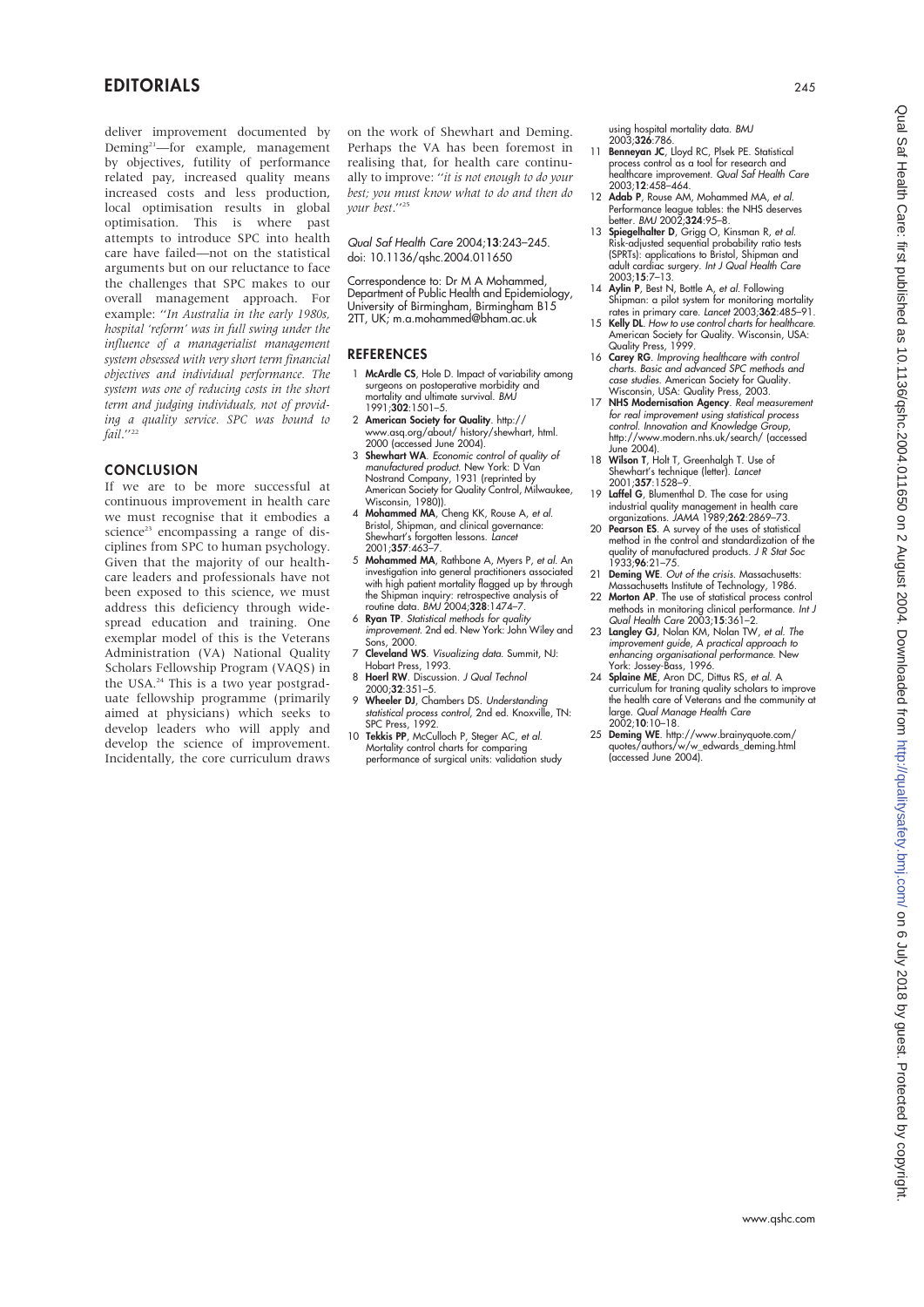deliver improvement documented by Deming[21]—for example, management by objectives, futility of performance related pay, increased quality means increased costs and less production, local optimisation results in global optimisation. This is where past attempts to introduce SPC into health care have failed—not on the statistical arguments but on our reluctance to face the challenges that SPC makes to our overall management approach. For example: *"In Australia in the early 1980s, hospital 'reform' was in full swing under the influence of a managerialist management system obsessed with very short term financial objectives and individual performance. The system was one of reducing costs in the short term and judging individuals, not of providing a quality service. SPC was bound to fail."*[22]

## CONCLUSION

If we are to be more successful at continuous improvement in health care we must recognise that it embodies a science[23] encompassing a range of disciplines from SPC to human psychology. Given that the majority of our healthcare leaders and professionals have not been exposed to this science, we must address this deficiency through widespread education and training. One exemplar model of this is the Veterans Administration (VA) National Quality Scholars Fellowship Program (VAQS) in the USA.[24] This is a two year postgraduate fellowship programme (primarily aimed at physicians) which seeks to develop leaders who will apply and develop the science of improvement. Incidentally, the core curriculum draws on the work of Shewhart and Deming. Perhaps the VA has been foremost in realising that, for health care continually to improve: *"it is not enough to do your best; you must know what to do and then do your best."*[25]

*Qual Saf Health Care* 2004;**13**:243–245.
doi: 10.1136/qshc.2004.011650

Correspondence to: Dr M A Mohammed, Department of Public Health and Epidemiology, University of Birmingham, Birmingham B15 2TT, UK; m.a.mohammed@bham.ac.uk

## REFERENCES

1. **McArdle CS**, Hole D. Impact of variability among surgeons on postoperative morbidity and mortality and ultimate survival. *BMJ* 1991;**302**:1501–5.
2. **American Society for Quality**. http://www.asq.org/about/ history/shewhart, html. 2000 (accessed June 2004).
3. **Shewhart WA**. *Economic control of quality of manufactured product*. New York: D Van Nostrand Company, 1931 (reprinted by American Society for Quality Control, Milwaukee, Wisconsin, 1980)).
4. **Mohammed MA**, Cheng KK, Rouse A, *et al*. Bristol, Shipman, and clinical governance: Shewhart's forgotten lessons. *Lancet* 2001;**357**:463–7.
5. **Mohammed MA**, Rathbone A, Myers P, *et al*. An investigation into general practitioners associated with high patient mortality flagged up by through the Shipman inquiry: retrospective analysis of routine data. *BMJ* 2004;**328**:1474–7.
6. **Ryan TP**. *Statistical methods for quality improvement*. 2nd ed. New York: John Wiley and Sons, 2000.
7. **Cleveland WS**. *Visualizing data*. Summit, NJ: Hobart Press, 1993.
8. **Hoerl RW**. Discussion. *J Qual Technol* 2000;**32**:351–5.
9. **Wheeler DJ**, Chambers DS. *Understanding statistical process control*, 2nd ed. Knoxville, TN: SPC Press, 1992.
10. **Tekkis PP**, McCulloch P, Steger AC, *et al*. Mortality control charts for comparing performance of surgical units: validation study using hospital mortality data. *BMJ* 2003;**326**:786.
11. **Benneyan JC**, Lloyd RC, Plsek PE. Statistical process control as a tool for research and healthcare improvement. *Qual Saf Health Care* 2003;**12**:458–464.
12. **Adab P**, Rouse AM, Mohammed MA, *et al*. Performance league tables: the NHS deserves better. *BMJ* 2002;**324**:95–8.
13. **Spiegelhalter D**, Grigg O, Kinsman R, *et al*. Risk-adjusted sequential probability ratio tests (SPRTs): applications to Bristol, Shipman and adult cardiac surgery. *Int J Qual Health Care* 2003;**15**:7–13.
14. **Aylin P**, Best N, Bottle A, *et al*. Following Shipman: a pilot system for monitoring mortality rates in primary care. *Lancet* 2003;**362**:485–91.
15. **Kelly DL**. *How to use control charts for healthcare*. American Society for Quality. Wisconsin, USA: Quality Press, 1999.
16. **Carey RG**. *Improving healthcare with control charts. Basic and advanced SPC methods and case studies*. American Society for Quality. Wisconsin, USA: Quality Press, 2003.
17. **NHS Modernisation Agency**. *Real measurement for real improvement using statistical process control. Innovation and Knowledge Group*, http://www.modern.nhs.uk/search/ (accessed June 2004).
18. **Wilson T**, Holt T, Greenhalgh T. Use of Shewhart's technique (letter). *Lancet* 2001;**357**:1528–9.
19. **Laffel G**, Blumenthal D. The case for using industrial quality management in health care organizations. *JAMA* 1989;**262**:2869–73.
20. **Pearson ES**. A survey of the uses of statistical method in the control and standardization of the quality of manufactured products. *J R Stat Soc* 1933;**96**:21–75.
21. **Deming WE**. *Out of the crisis*. Massachusetts: Massachusetts Institute of Technology, 1986.
22. **Morton AP**. The use of statistical process control methods in monitoring clinical performance. *Int J Qual Health Care* 2003;**15**:361–2.
23. **Langley GJ**, Nolan KM, Nolan TW, *et al*. *The improvement guide, A practical approach to enhancing organisational performance*. New York: Jossey-Bass, 1996.
24. **Splaine ME**, Aron DC, Dittus RS, *et al*. A curriculum for traning quality scholars to improve the health care of Veterans and the community at large. *Qual Manage Health Care* 2002;**10**:10–18.
25. **Deming WE**. http://www.brainyquote.com/quotes/authors/w/w_edwards_deming.html (accessed June 2004).